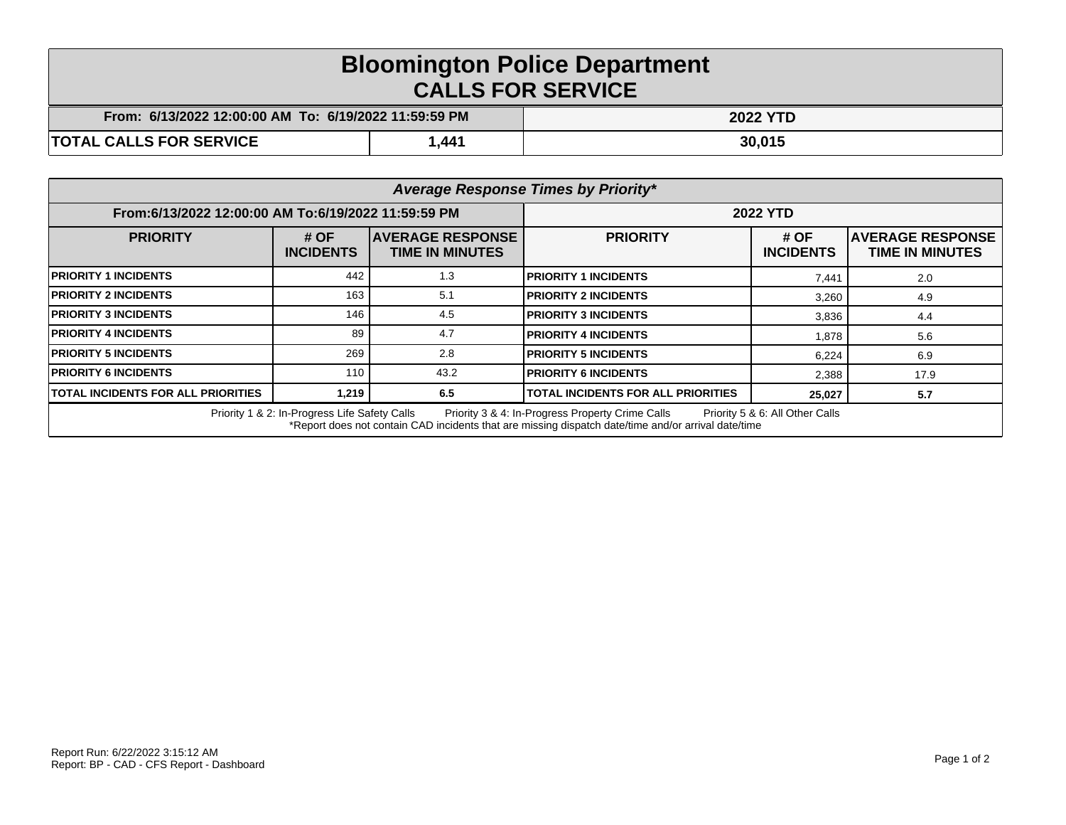# Bloomington Police Department
## CALLS FOR SERVICE

| From: 6/13/2022 12:00:00 AM To: 6/19/2022 11:59:59 PM | | 2022 YTD |
|---|---|---|
| **TOTAL CALLS FOR SERVICE** | **1,441** | **30,015** |

***Average Response Times by Priority****

| From:6/13/2022 12:00:00 AM To:6/19/2022 11:59:59 PM | | | 2022 YTD | | |
|---|---|---|---|---|---|
| **PRIORITY** | **# OF INCIDENTS** | **AVERAGE RESPONSE TIME IN MINUTES** | **PRIORITY** | **# OF INCIDENTS** | **AVERAGE RESPONSE TIME IN MINUTES** |
| **PRIORITY 1 INCIDENTS** | 442 | 1.3 | **PRIORITY 1 INCIDENTS** | 7,441 | 2.0 |
| **PRIORITY 2 INCIDENTS** | 163 | 5.1 | **PRIORITY 2 INCIDENTS** | 3,260 | 4.9 |
| **PRIORITY 3 INCIDENTS** | 146 | 4.5 | **PRIORITY 3 INCIDENTS** | 3,836 | 4.4 |
| **PRIORITY 4 INCIDENTS** | 89 | 4.7 | **PRIORITY 4 INCIDENTS** | 1,878 | 5.6 |
| **PRIORITY 5 INCIDENTS** | 269 | 2.8 | **PRIORITY 5 INCIDENTS** | 6,224 | 6.9 |
| **PRIORITY 6 INCIDENTS** | 110 | 43.2 | **PRIORITY 6 INCIDENTS** | 2,388 | 17.9 |
| **TOTAL INCIDENTS FOR ALL PRIORITIES** | **1,219** | **6.5** | **TOTAL INCIDENTS FOR ALL PRIORITIES** | **25,027** | **5.7** |

Priority 1 & 2: In-Progress Life Safety Calls Priority 3 & 4: In-Progress Property Crime Calls Priority 5 & 6: All Other Calls

*Report does not contain CAD incidents that are missing dispatch date/time and/or arrival date/time

Report Run: 6/22/2022 3:15:12 AM
Report: BP - CAD - CFS Report - Dashboard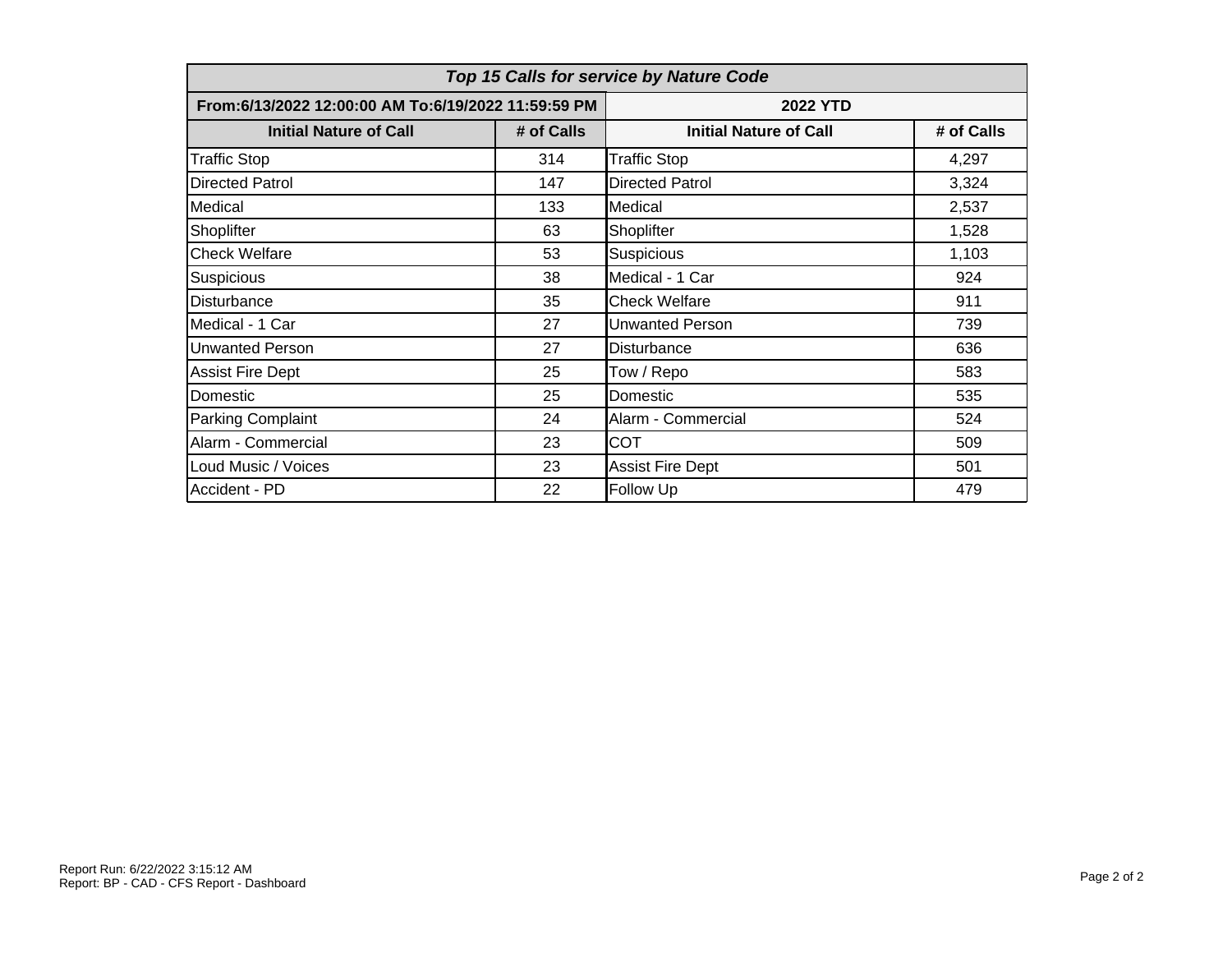| Top 15 Calls for service by Nature Code | | | |
|---|---|---|---|
| From:6/13/2022 12:00:00 AM To:6/19/2022 11:59:59 PM | | 2022 YTD | |
| **Initial Nature of Call** | **# of Calls** | **Initial Nature of Call** | **# of Calls** |
| Traffic Stop | 314 | Traffic Stop | 4,297 |
| Directed Patrol | 147 | Directed Patrol | 3,324 |
| Medical | 133 | Medical | 2,537 |
| Shoplifter | 63 | Shoplifter | 1,528 |
| Check Welfare | 53 | Suspicious | 1,103 |
| Suspicious | 38 | Medical - 1 Car | 924 |
| Disturbance | 35 | Check Welfare | 911 |
| Medical - 1 Car | 27 | Unwanted Person | 739 |
| Unwanted Person | 27 | Disturbance | 636 |
| Assist Fire Dept | 25 | Tow / Repo | 583 |
| Domestic | 25 | Domestic | 535 |
| Parking Complaint | 24 | Alarm - Commercial | 524 |
| Alarm - Commercial | 23 | COT | 509 |
| Loud Music / Voices | 23 | Assist Fire Dept | 501 |
| Accident - PD | 22 | Follow Up | 479 |

Report Run: 6/22/2022 3:15:12 AM
Report: BP - CAD - CFS Report - Dashboard